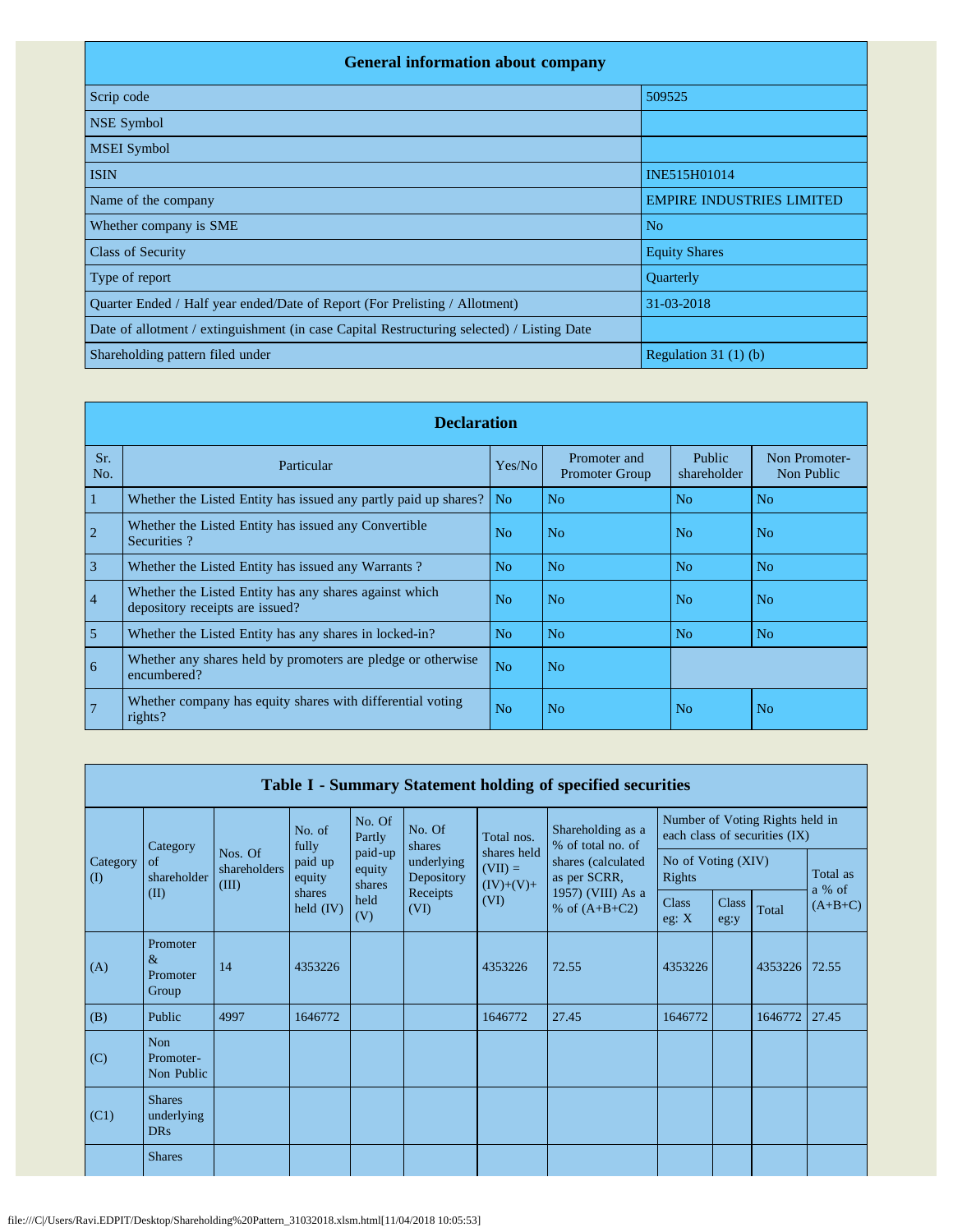## General information about company

| General information about company | |
|---|---|
| Scrip code | 509525 |
| NSE Symbol | |
| MSEI Symbol | |
| ISIN | INE515H01014 |
| Name of the company | EMPIRE INDUSTRIES LIMITED |
| Whether company is SME | No |
| Class of Security | Equity Shares |
| Type of report | Quarterly |
| Quarter Ended / Half year ended/Date of Report (For Prelisting / Allotment) | 31-03-2018 |
| Date of allotment / extinguishment (in case Capital Restructuring selected) / Listing Date | |
| Shareholding pattern filed under | Regulation 31 (1) (b) |

## Declaration

| Sr. No. | Particular | Yes/No | Promoter and Promoter Group | Public shareholder | Non Promoter- Non Public |
|---|---|---|---|---|---|
| 1 | Whether the Listed Entity has issued any partly paid up shares? | No | No | No | No |
| 2 | Whether the Listed Entity has issued any Convertible Securities ? | No | No | No | No |
| 3 | Whether the Listed Entity has issued any Warrants ? | No | No | No | No |
| 4 | Whether the Listed Entity has any shares against which depository receipts are issued? | No | No | No | No |
| 5 | Whether the Listed Entity has any shares in locked-in? | No | No | No | No |
| 6 | Whether any shares held by promoters are pledge or otherwise encumbered? | No | No | | |
| 7 | Whether company has equity shares with differential voting rights? | No | No | No | No |

## Table I - Summary Statement holding of specified securities

| Category (I) | Category of shareholder (II) | Nos. Of shareholders (III) | No. of fully paid up equity shares held (IV) | No. Of Partly paid-up equity shares held (V) | No. Of shares underlying Depository Receipts (VI) | Total nos. shares held (VII) = (IV)+(V)+ (VI) | Shareholding as a % of total no. of shares (calculated as per SCRR, 1957) (VIII) As a % of (A+B+C2) | Number of Voting Rights held in each class of securities (IX) | | | |
|---|---|---|---|---|---|---|---|---|---|---|---|
| | | | | | | | | No of Voting (XIV) Rights | | | Total as a % of (A+B+C) |
| | | | | | | | | Class eg: X | Class eg:y | Total | |
| (A) | Promoter & Promoter Group | 14 | 4353226 | | | 4353226 | 72.55 | 4353226 | | 4353226 | 72.55 |
| (B) | Public | 4997 | 1646772 | | | 1646772 | 27.45 | 1646772 | | 1646772 | 27.45 |
| (C) | Non Promoter- Non Public | | | | | | | | | | |
| (C1) | Shares underlying DRs | | | | | | | | | | |
| | Shares | | | | | | | | | | |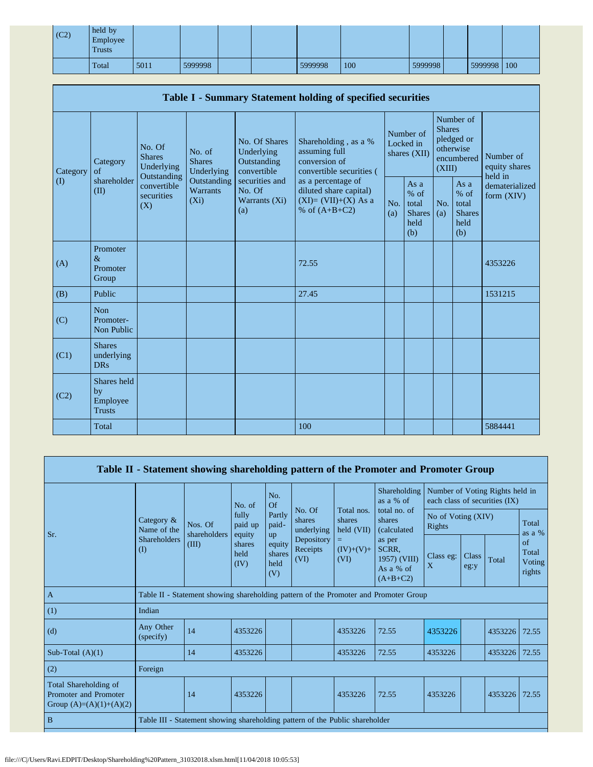| (C2) | held by Employee Trusts | | | | | | | | | | |
|---|---|---|---|---|---|---|---|---|---|---|---|
| | Total | 5011 | 5999998 | | | 5999998 | 100 | 5999998 | | 5999998 | 100 |

## Table I - Summary Statement holding of specified securities

| Category (I) | Category of shareholder (II) | No. Of Shares Underlying Outstanding convertible securities (X) | No. of Shares Underlying Outstanding Warrants (Xi) | No. Of Shares Underlying Outstanding convertible securities and No. Of Warrants (Xi) (a) | Shareholding , as a % assuming full conversion of convertible securities ( as a percentage of diluted share capital) (XI)= (VII)+(X) As a % of (A+B+C2) | Number of Locked in shares (XII) | | Number of Shares pledged or otherwise encumbered (XIII) | | Number of equity shares held in dematerialized form (XIV) |
|---|---|---|---|---|---|---|---|---|---|---|
| | | | | | | No. (a) | As a % of total Shares held (b) | No. (a) | As a % of total Shares held (b) | |
| (A) | Promoter & Promoter Group | | | | 72.55 | | | | | 4353226 |
| (B) | Public | | | | 27.45 | | | | | 1531215 |
| (C) | Non Promoter- Non Public | | | | | | | | | |
| (C1) | Shares underlying DRs | | | | | | | | | |
| (C2) | Shares held by Employee Trusts | | | | | | | | | |
| | Total | | | | 100 | | | | | 5884441 |

## Table II - Statement showing shareholding pattern of the Promoter and Promoter Group

| Sr. | Category & Name of the Shareholders (I) | Nos. Of shareholders (III) | No. of fully paid up equity shares held (IV) | No. Of Partly paid-up equity shares held (V) | No. Of shares underlying Depository Receipts (VI) | Total nos. shares held (VII) = (IV)+(V)+ (VI) | Shareholding as a % of total no. of shares (calculated as per SCRR, 1957) (VIII) As a % of (A+B+C2) | Number of Voting Rights held in each class of securities (IX) | | | |
|---|---|---|---|---|---|---|---|---|---|---|---|
| | | | | | | | | No of Voting (XIV) Rights | | | Total as a % of Total Voting rights |
| | | | | | | | | Class eg: X | Class eg:y | Total | |
| A | Table II - Statement showing shareholding pattern of the Promoter and Promoter Group | | | | | | | | | | |
| (1) | Indian | | | | | | | | | | |
| (d) | Any Other (specify) | 14 | 4353226 | | | 4353226 | 72.55 | 4353226 | | 4353226 | 72.55 |
| Sub-Total (A)(1) | | 14 | 4353226 | | | 4353226 | 72.55 | 4353226 | | 4353226 | 72.55 |
| (2) | Foreign | | | | | | | | | | |
| Total Shareholding of Promoter and Promoter Group (A)=(A)(1)+(A)(2) | | 14 | 4353226 | | | 4353226 | 72.55 | 4353226 | | 4353226 | 72.55 |
| B | Table III - Statement showing shareholding pattern of the Public shareholder | | | | | | | | | | |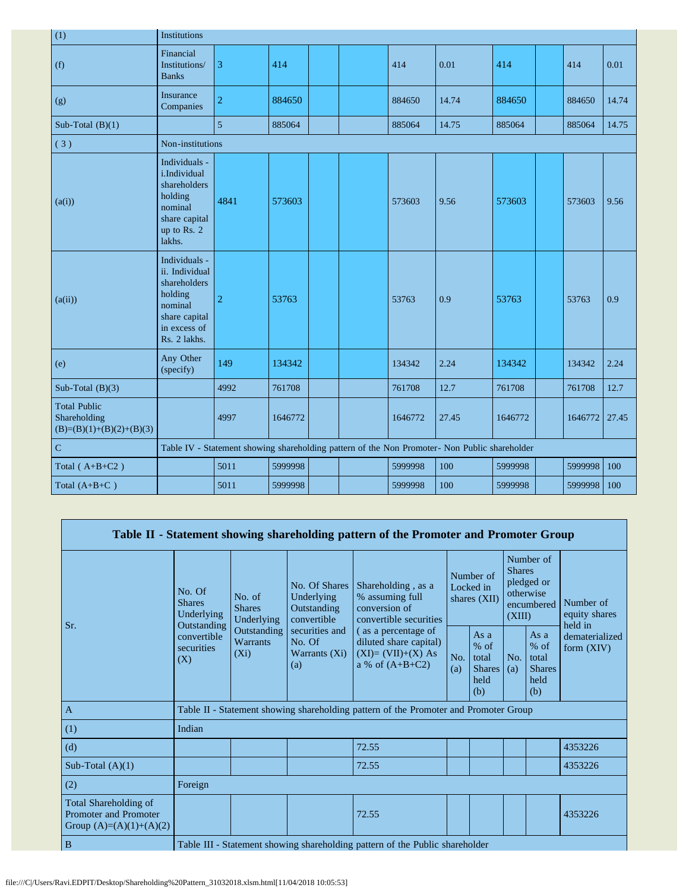| (1) | Institutions | | | | | | | | | | |
|---|---|---|---|---|---|---|---|---|---|---|---|
| (f) | Financial Institutions/ Banks | 3 | 414 | | | 414 | 0.01 | 414 | | 414 | 0.01 |
| (g) | Insurance Companies | 2 | 884650 | | | 884650 | 14.74 | 884650 | | 884650 | 14.74 |
| Sub-Total (B)(1) | | 5 | 885064 | | | 885064 | 14.75 | 885064 | | 885064 | 14.75 |
| ( 3 ) | Non-institutions | | | | | | | | | | |
| (a(i)) | Individuals - i.Individual shareholders holding nominal share capital up to Rs. 2 lakhs. | 4841 | 573603 | | | 573603 | 9.56 | 573603 | | 573603 | 9.56 |
| (a(ii)) | Individuals - ii. Individual shareholders holding nominal share capital in excess of Rs. 2 lakhs. | 2 | 53763 | | | 53763 | 0.9 | 53763 | | 53763 | 0.9 |
| (e) | Any Other (specify) | 149 | 134342 | | | 134342 | 2.24 | 134342 | | 134342 | 2.24 |
| Sub-Total (B)(3) | | 4992 | 761708 | | | 761708 | 12.7 | 761708 | | 761708 | 12.7 |
| Total Public Shareholding (B)=(B)(1)+(B)(2)+(B)(3) | | 4997 | 1646772 | | | 1646772 | 27.45 | 1646772 | | 1646772 | 27.45 |
| C | Table IV - Statement showing shareholding pattern of the Non Promoter- Non Public shareholder | | | | | | | | | | |
| Total ( A+B+C2 ) | | 5011 | 5999998 | | | 5999998 | 100 | 5999998 | | 5999998 | 100 |
| Total (A+B+C ) | | 5011 | 5999998 | | | 5999998 | 100 | 5999998 | | 5999998 | 100 |

| Table II - Statement showing shareholding pattern of the Promoter and Promoter Group | | | | | | | | | |
|---|---|---|---|---|---|---|---|---|---|
| Sr. | No. Of Shares Underlying Outstanding convertible securities (X) | No. of Shares Underlying Outstanding Warrants (Xi) | No. Of Shares Underlying Outstanding convertible securities and No. Of Warrants (Xi) (a) | Shareholding , as a % assuming full conversion of convertible securities ( as a percentage of diluted share capital) (XI)= (VII)+(X) As a % of (A+B+C2) | Number of Locked in shares (XII) | | Number of Shares pledged or otherwise encumbered (XIII) | | Number of equity shares held in dematerialized form (XIV) |
| | | | | | No. (a) | As a % of total Shares held (b) | No. (a) | As a % of total Shares held (b) | |
| A | Table II - Statement showing shareholding pattern of the Promoter and Promoter Group | | | | | | | | |
| (1) | Indian | | | | | | | | |
| (d) | | | | 72.55 | | | | | 4353226 |
| Sub-Total (A)(1) | | | | 72.55 | | | | | 4353226 |
| (2) | Foreign | | | | | | | | |
| Total Shareholding of Promoter and Promoter Group (A)=(A)(1)+(A)(2) | | | | 72.55 | | | | | 4353226 |
| B | Table III - Statement showing shareholding pattern of the Public shareholder | | | | | | | | |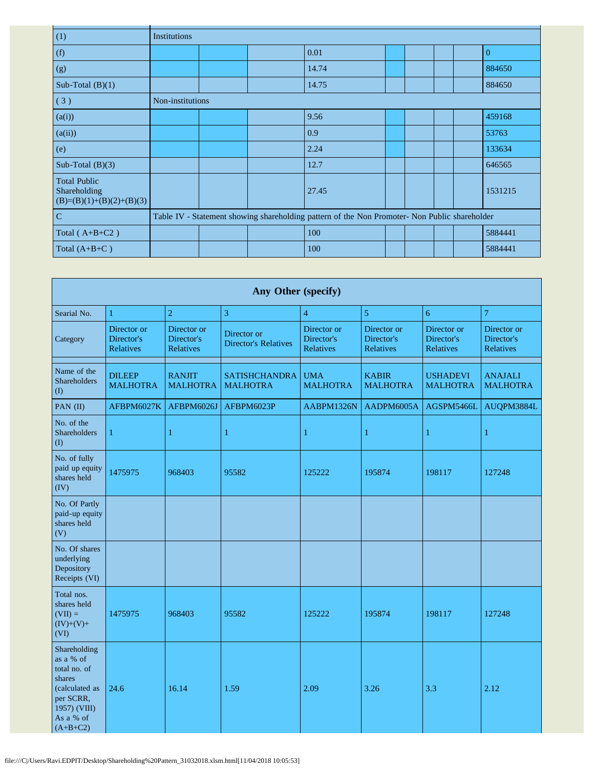| | | | | | | | | | |
|---|---|---|---|---|---|---|---|---|---|
| (1) | Institutions | | | | | | | | |
| (f) | | | | 0.01 | | | | | 0 |
| (g) | | | | 14.74 | | | | | 884650 |
| Sub-Total (B)(1) | | | | 14.75 | | | | | 884650 |
| ( 3 ) | Non-institutions | | | | | | | | |
| (a(i)) | | | | 9.56 | | | | | 459168 |
| (a(ii)) | | | | 0.9 | | | | | 53763 |
| (e) | | | | 2.24 | | | | | 133634 |
| Sub-Total (B)(3) | | | | 12.7 | | | | | 646565 |
| Total Public Shareholding (B)=(B)(1)+(B)(2)+(B)(3) | | | | 27.45 | | | | | 1531215 |
| C | Table IV - Statement showing shareholding pattern of the Non Promoter- Non Public shareholder | | | | | | | | |
| Total ( A+B+C2 ) | | | | 100 | | | | | 5884441 |
| Total (A+B+C ) | | | | 100 | | | | | 5884441 |

| Any Other (specify) | | | | | | | |
|---|---|---|---|---|---|---|---|
| Searial No. | 1 | 2 | 3 | 4 | 5 | 6 | 7 |
| Category | Director or Director's Relatives | Director or Director's Relatives | Director or Director's Relatives | Director or Director's Relatives | Director or Director's Relatives | Director or Director's Relatives | Director or Director's Relatives |
| | | | | | | | |
| Name of the Shareholders (I) | DILEEP MALHOTRA | RANJIT MALHOTRA | SATISHCHANDRA MALHOTRA | UMA MALHOTRA | KABIR MALHOTRA | USHADEVI MALHOTRA | ANAJALI MALHOTRA |
| PAN (II) | AFBPM6027K | AFBPM6026J | AFBPM6023P | AABPM1326N | AADPM6005A | AGSPM5466L | AUQPM3884L |
| No. of the Shareholders (I) | 1 | 1 | 1 | 1 | 1 | 1 | 1 |
| No. of fully paid up equity shares held (IV) | 1475975 | 968403 | 95582 | 125222 | 195874 | 198117 | 127248 |
| No. Of Partly paid-up equity shares held (V) | | | | | | | |
| No. Of shares underlying Depository Receipts (VI) | | | | | | | |
| Total nos. shares held (VII) = (IV)+(V)+ (VI) | 1475975 | 968403 | 95582 | 125222 | 195874 | 198117 | 127248 |
| Shareholding as a % of total no. of shares (calculated as per SCRR, 1957) (VIII) As a % of (A+B+C2) | 24.6 | 16.14 | 1.59 | 2.09 | 3.26 | 3.3 | 2.12 |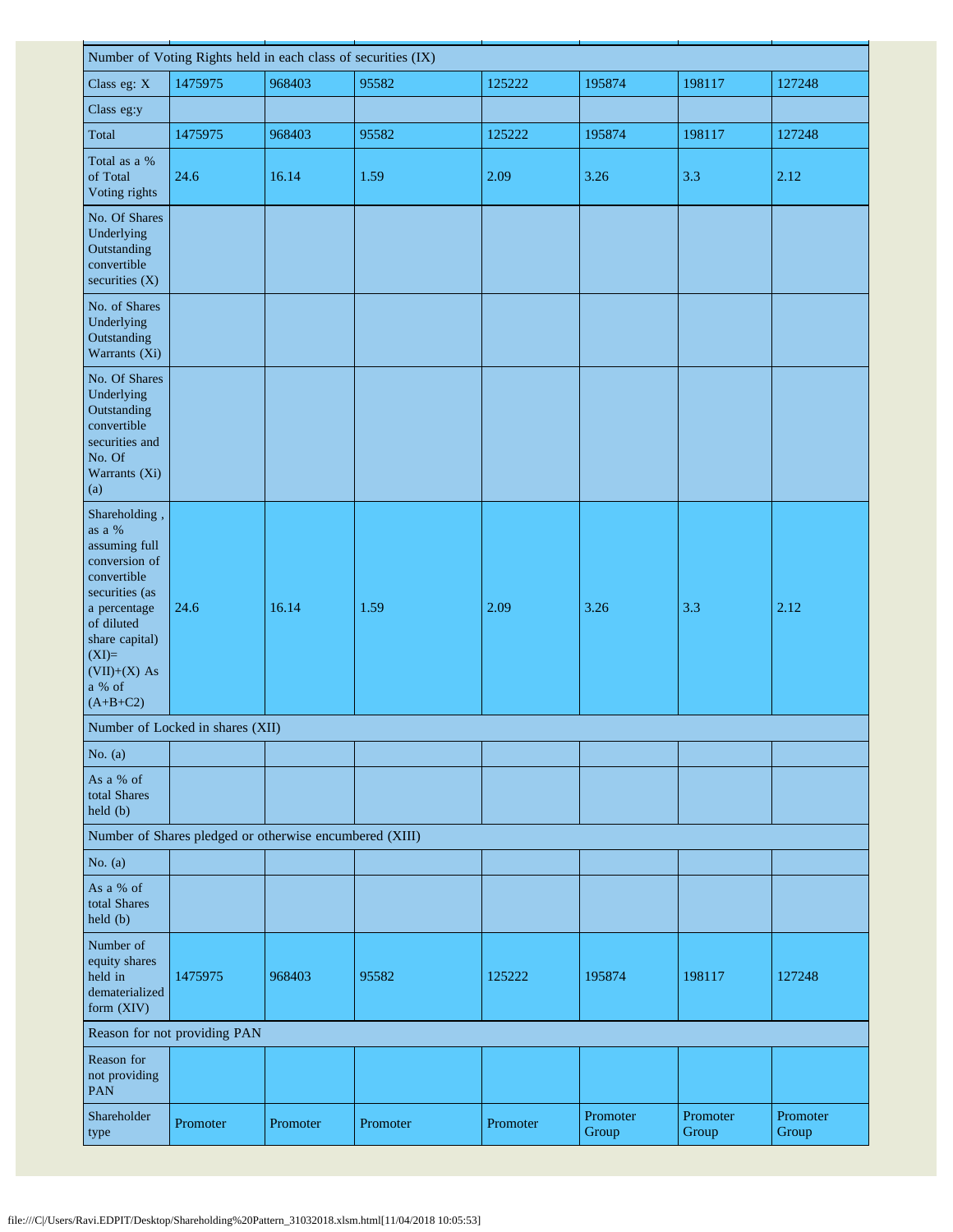| Number of Voting Rights held in each class of securities (IX) | | | | | | | |
|---|---|---|---|---|---|---|---|
| Class eg: X | 1475975 | 968403 | 95582 | 125222 | 195874 | 198117 | 127248 |
| Class eg:y | | | | | | | |
| Total | 1475975 | 968403 | 95582 | 125222 | 195874 | 198117 | 127248 |
| Total as a % of Total Voting rights | 24.6 | 16.14 | 1.59 | 2.09 | 3.26 | 3.3 | 2.12 |
| No. Of Shares Underlying Outstanding convertible securities (X) | | | | | | | |
| No. of Shares Underlying Outstanding Warrants (Xi) | | | | | | | |
| No. Of Shares Underlying Outstanding convertible securities and No. Of Warrants (Xi) (a) | | | | | | | |
| Shareholding , as a % assuming full conversion of convertible securities (as a percentage of diluted share capital) (XI)= (VII)+(X) As a % of (A+B+C2) | 24.6 | 16.14 | 1.59 | 2.09 | 3.26 | 3.3 | 2.12 |
| Number of Locked in shares (XII) | | | | | | | |
| No. (a) | | | | | | | |
| As a % of total Shares held (b) | | | | | | | |
| Number of Shares pledged or otherwise encumbered (XIII) | | | | | | | |
| No. (a) | | | | | | | |
| As a % of total Shares held (b) | | | | | | | |
| Number of equity shares held in dematerialized form (XIV) | 1475975 | 968403 | 95582 | 125222 | 195874 | 198117 | 127248 |
| Reason for not providing PAN | | | | | | | |
| Reason for not providing PAN | | | | | | | |
| Shareholder type | Promoter | Promoter | Promoter | Promoter | Promoter Group | Promoter Group | Promoter Group |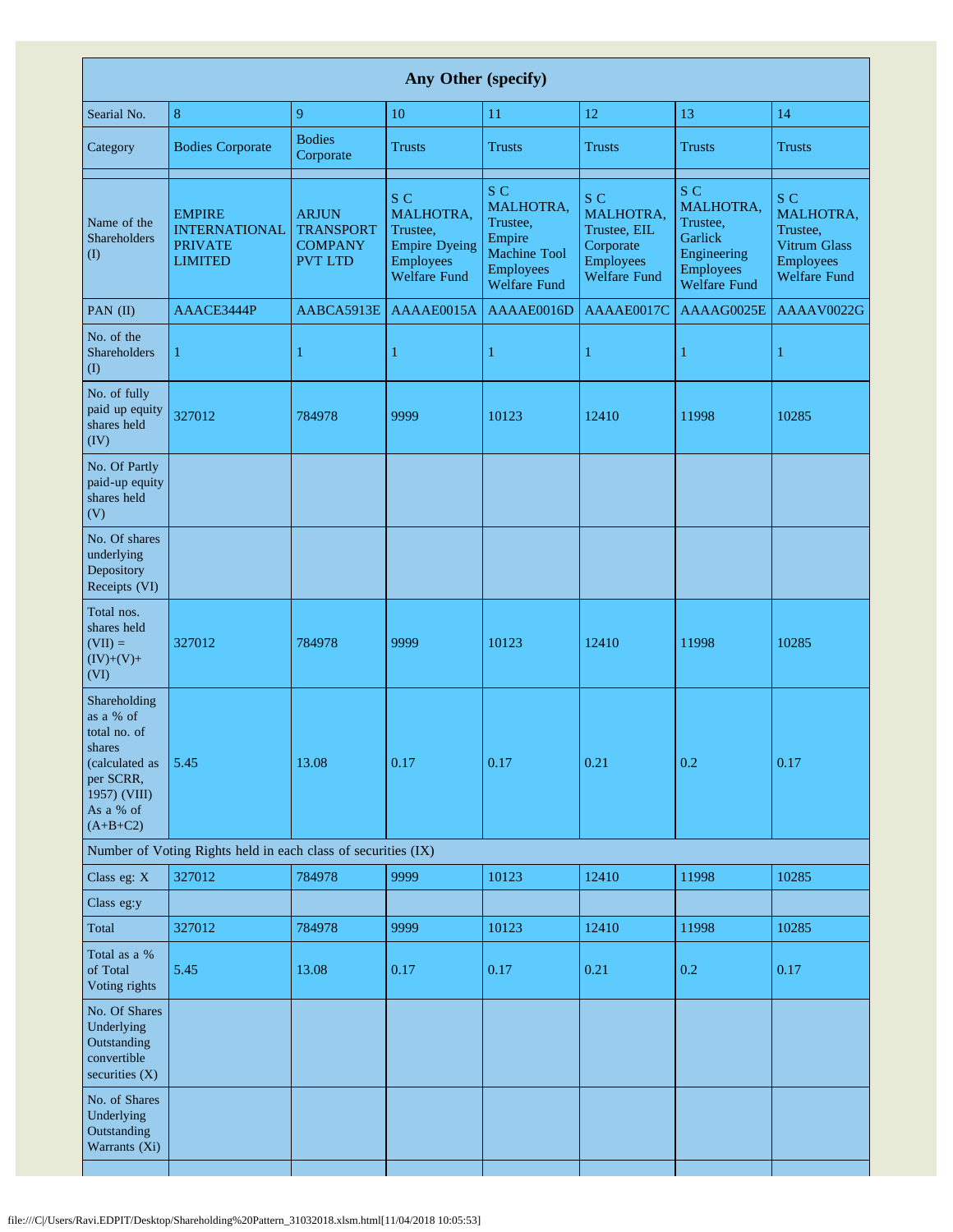| Any Other (specify) | | | | | | | |
|---|---|---|---|---|---|---|---|
| Searial No. | 8 | 9 | 10 | 11 | 12 | 13 | 14 |
| Category | Bodies Corporate | Bodies Corporate | Trusts | Trusts | Trusts | Trusts | Trusts |
| | | | | | | | |
| Name of the Shareholders (I) | EMPIRE INTERNATIONAL PRIVATE LIMITED | ARJUN TRANSPORT COMPANY PVT LTD | S C MALHOTRA, Trustee, Empire Dyeing Employees Welfare Fund | S C MALHOTRA, Trustee, Empire Machine Tool Employees Welfare Fund | S C MALHOTRA, Trustee, EIL Corporate Employees Welfare Fund | S C MALHOTRA, Trustee, Garlick Engineering Employees Welfare Fund | S C MALHOTRA, Trustee, Vitrum Glass Employees Welfare Fund |
| PAN (II) | AAACE3444P | AABCA5913E | AAAAE0015A | AAAAE0016D | AAAAE0017C | AAAAG0025E | AAAAV0022G |
| No. of the Shareholders (I) | 1 | 1 | 1 | 1 | 1 | 1 | 1 |
| No. of fully paid up equity shares held (IV) | 327012 | 784978 | 9999 | 10123 | 12410 | 11998 | 10285 |
| No. Of Partly paid-up equity shares held (V) | | | | | | | |
| No. Of shares underlying Depository Receipts (VI) | | | | | | | |
| Total nos. shares held (VII) = (IV)+(V)+ (VI) | 327012 | 784978 | 9999 | 10123 | 12410 | 11998 | 10285 |
| Shareholding as a % of total no. of shares (calculated as per SCRR, 1957) (VIII) As a % of (A+B+C2) | 5.45 | 13.08 | 0.17 | 0.17 | 0.21 | 0.2 | 0.17 |
| Number of Voting Rights held in each class of securities (IX) | | | | | | | |
| Class eg: X | 327012 | 784978 | 9999 | 10123 | 12410 | 11998 | 10285 |
| Class eg:y | | | | | | | |
| Total | 327012 | 784978 | 9999 | 10123 | 12410 | 11998 | 10285 |
| Total as a % of Total Voting rights | 5.45 | 13.08 | 0.17 | 0.17 | 0.21 | 0.2 | 0.17 |
| No. Of Shares Underlying Outstanding convertible securities (X) | | | | | | | |
| No. of Shares Underlying Outstanding Warrants (Xi) | | | | | | | |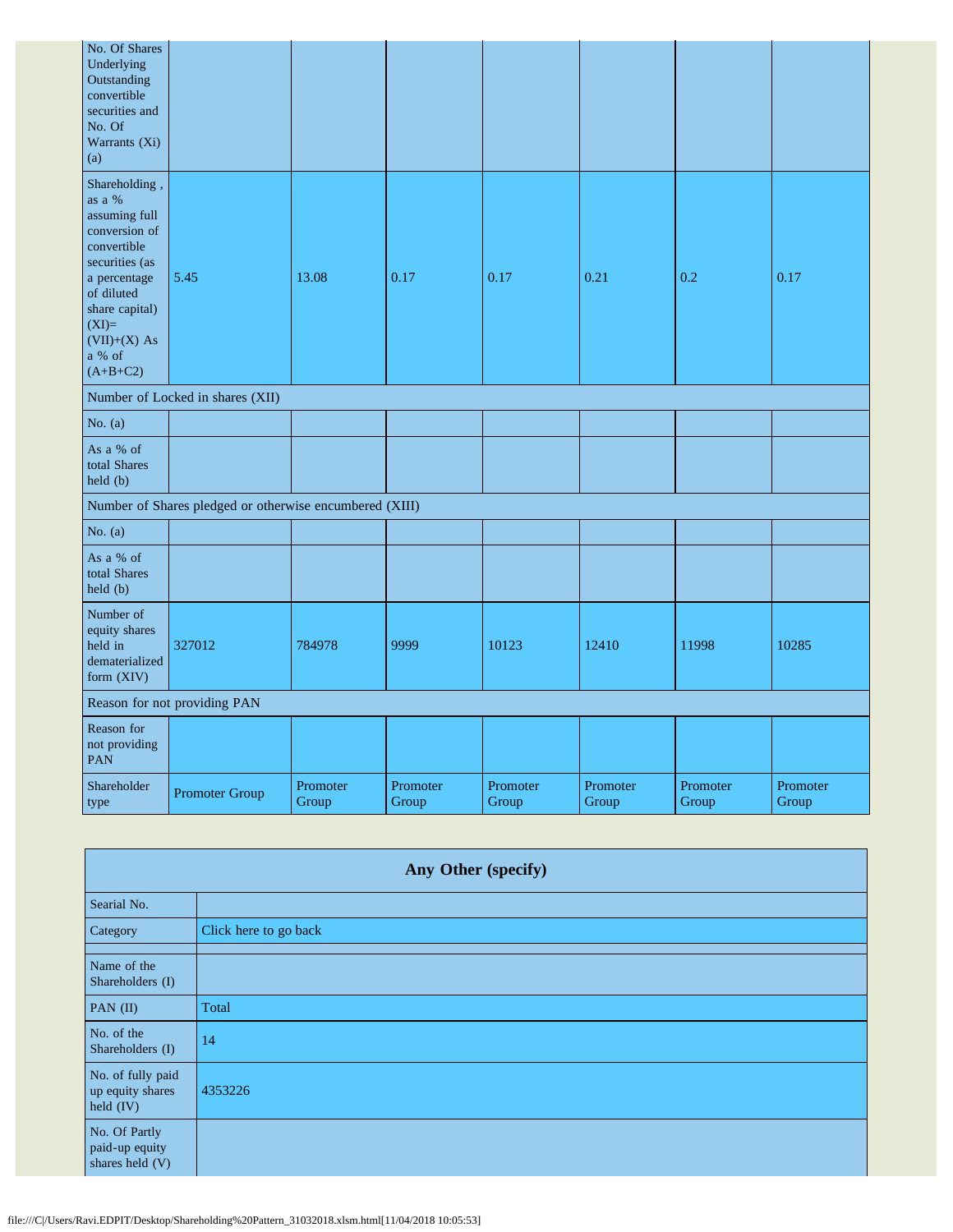| | | | | | | | |
|---|---|---|---|---|---|---|---|
| No. Of Shares Underlying Outstanding convertible securities and No. Of Warrants (Xi) (a) | | | | | | | |
| Shareholding , as a % assuming full conversion of convertible securities (as a percentage of diluted share capital) (XI)= (VII)+(X) As a % of (A+B+C2) | 5.45 | 13.08 | 0.17 | 0.17 | 0.21 | 0.2 | 0.17 |
| Number of Locked in shares (XII) | | | | | | | |
| No. (a) | | | | | | | |
| As a % of total Shares held (b) | | | | | | | |
| Number of Shares pledged or otherwise encumbered (XIII) | | | | | | | |
| No. (a) | | | | | | | |
| As a % of total Shares held (b) | | | | | | | |
| Number of equity shares held in dematerialized form (XIV) | 327012 | 784978 | 9999 | 10123 | 12410 | 11998 | 10285 |
| Reason for not providing PAN | | | | | | | |
| Reason for not providing PAN | | | | | | | |
| Shareholder type | Promoter Group | Promoter Group | Promoter Group | Promoter Group | Promoter Group | Promoter Group | Promoter Group |

| Any Other (specify) | |
|---|---|
| Searial No. | |
| Category | Click here to go back |
| | |
| Name of the Shareholders (I) | |
| PAN (II) | Total |
| No. of the Shareholders (I) | 14 |
| No. of fully paid up equity shares held (IV) | 4353226 |
| No. Of Partly paid-up equity shares held (V) | |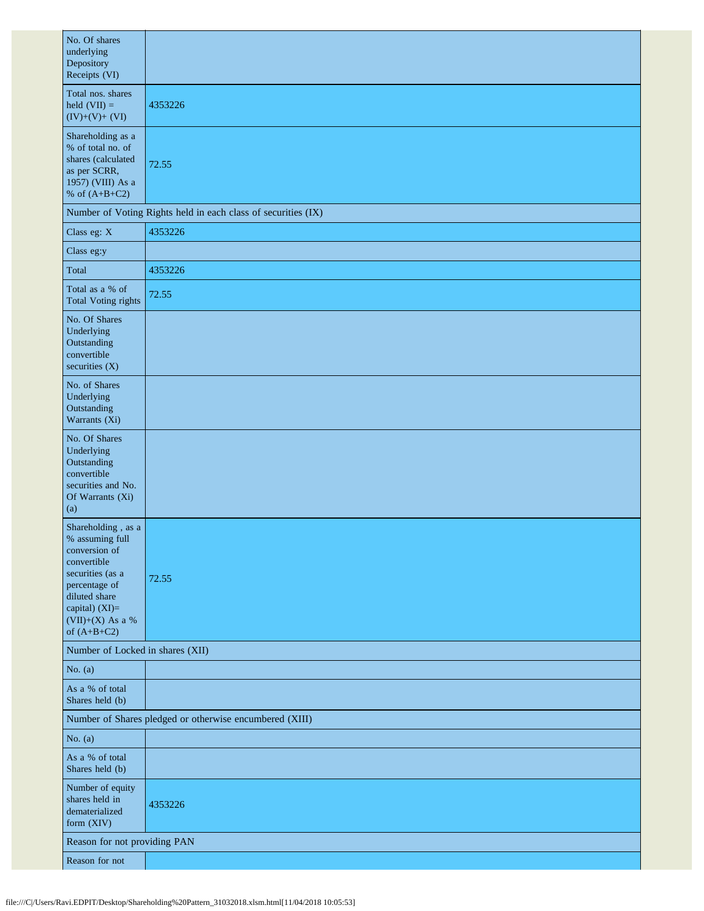| | |
|---|---|
| No. Of shares underlying Depository Receipts (VI) | |
| Total nos. shares held (VII) = (IV)+(V)+ (VI) | 4353226 |
| Shareholding as a % of total no. of shares (calculated as per SCRR, 1957) (VIII) As a % of (A+B+C2) | 72.55 |
| Number of Voting Rights held in each class of securities (IX) | |
| Class eg: X | 4353226 |
| Class eg:y | |
| Total | 4353226 |
| Total as a % of Total Voting rights | 72.55 |
| No. Of Shares Underlying Outstanding convertible securities (X) | |
| No. of Shares Underlying Outstanding Warrants (Xi) | |
| No. Of Shares Underlying Outstanding convertible securities and No. Of Warrants (Xi) (a) | |
| Shareholding , as a % assuming full conversion of convertible securities (as a percentage of diluted share capital) (XI)= (VII)+(X) As a % of (A+B+C2) | 72.55 |
| Number of Locked in shares (XII) | |
| No. (a) | |
| As a % of total Shares held (b) | |
| Number of Shares pledged or otherwise encumbered (XIII) | |
| No. (a) | |
| As a % of total Shares held (b) | |
| Number of equity shares held in dematerialized form (XIV) | 4353226 |
| Reason for not providing PAN | |
| Reason for not | |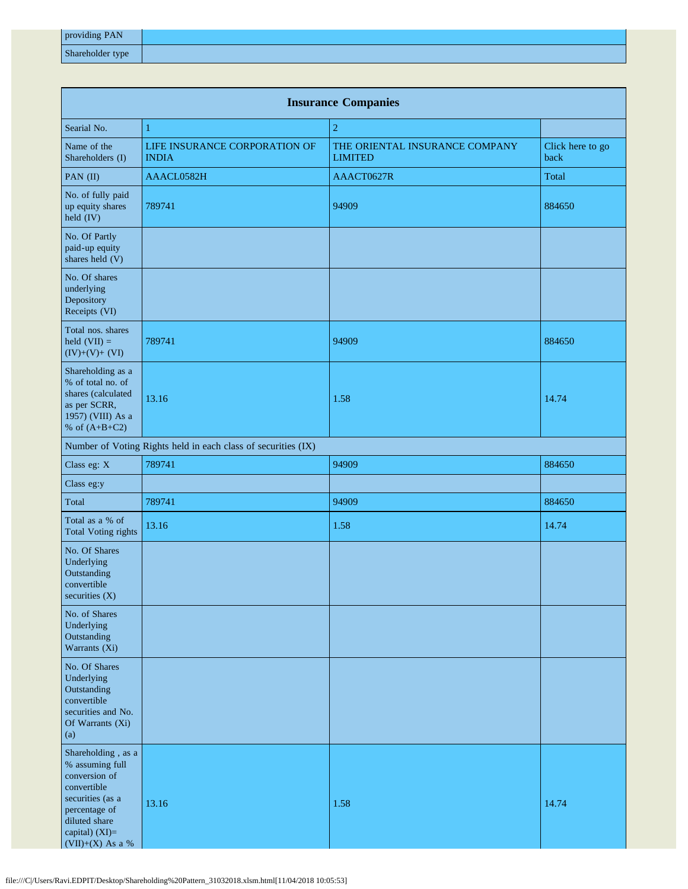| providing PAN | |
|---|---|
| Shareholder type | |

| Insurance Companies | | | |
|---|---|---|---|
| Searial No. | 1 | 2 | |
| Name of the Shareholders (I) | LIFE INSURANCE CORPORATION OF INDIA | THE ORIENTAL INSURANCE COMPANY LIMITED | Click here to go back |
| PAN (II) | AAACL0582H | AAACT0627R | Total |
| No. of fully paid up equity shares held (IV) | 789741 | 94909 | 884650 |
| No. Of Partly paid-up equity shares held (V) | | | |
| No. Of shares underlying Depository Receipts (VI) | | | |
| Total nos. shares held (VII) = (IV)+(V)+ (VI) | 789741 | 94909 | 884650 |
| Shareholding as a % of total no. of shares (calculated as per SCRR, 1957) (VIII) As a % of (A+B+C2) | 13.16 | 1.58 | 14.74 |
| Number of Voting Rights held in each class of securities (IX) | | | |
| Class eg: X | 789741 | 94909 | 884650 |
| Class eg:y | | | |
| Total | 789741 | 94909 | 884650 |
| Total as a % of Total Voting rights | 13.16 | 1.58 | 14.74 |
| No. Of Shares Underlying Outstanding convertible securities (X) | | | |
| No. of Shares Underlying Outstanding Warrants (Xi) | | | |
| No. Of Shares Underlying Outstanding convertible securities and No. Of Warrants (Xi) (a) | | | |
| Shareholding , as a % assuming full conversion of convertible securities (as a percentage of diluted share capital) (XI)= (VII)+(X) As a % | 13.16 | 1.58 | 14.74 |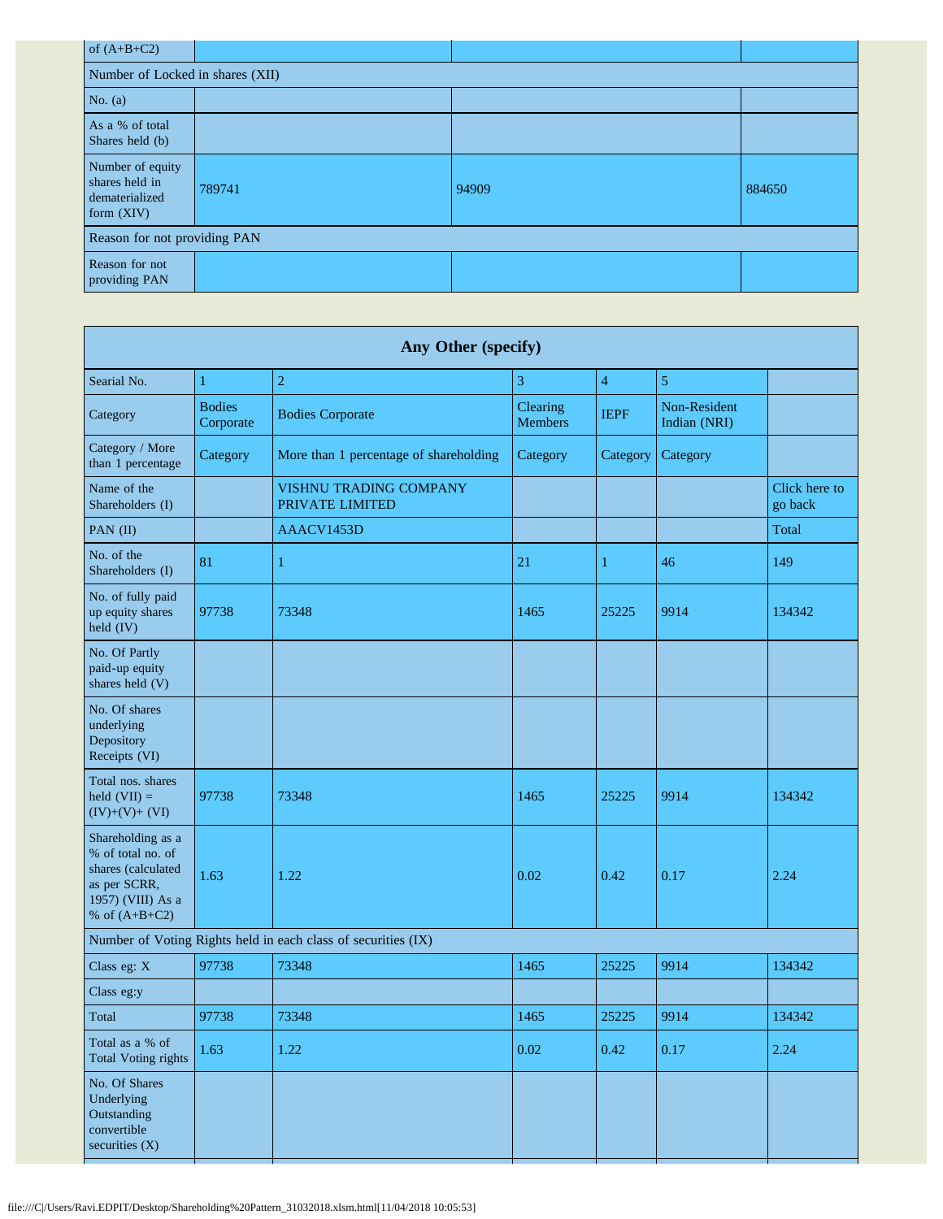| of (A+B+C2) | | | |
|---|---|---|---|
| Number of Locked in shares (XII) | | | |
| No. (a) | | | |
| As a % of total Shares held (b) | | | |
| Number of equity shares held in dematerialized form (XIV) | 789741 | 94909 | 884650 |
| Reason for not providing PAN | | | |
| Reason for not providing PAN | | | |

| Any Other (specify) | | | | | | |
|---|---|---|---|---|---|---|
| Searial No. | 1 | 2 | 3 | 4 | 5 | |
| Category | Bodies Corporate | Bodies Corporate | Clearing Members | IEPF | Non-Resident Indian (NRI) | |
| Category / More than 1 percentage | Category | More than 1 percentage of shareholding | Category | Category | Category | |
| Name of the Shareholders (I) | | VISHNU TRADING COMPANY PRIVATE LIMITED | | | | Click here to go back |
| PAN (II) | | AAACV1453D | | | | Total |
| No. of the Shareholders (I) | 81 | 1 | 21 | 1 | 46 | 149 |
| No. of fully paid up equity shares held (IV) | 97738 | 73348 | 1465 | 25225 | 9914 | 134342 |
| No. Of Partly paid-up equity shares held (V) | | | | | | |
| No. Of shares underlying Depository Receipts (VI) | | | | | | |
| Total nos. shares held (VII) = (IV)+(V)+ (VI) | 97738 | 73348 | 1465 | 25225 | 9914 | 134342 |
| Shareholding as a % of total no. of shares (calculated as per SCRR, 1957) (VIII) As a % of (A+B+C2) | 1.63 | 1.22 | 0.02 | 0.42 | 0.17 | 2.24 |
| Number of Voting Rights held in each class of securities (IX) | | | | | | |
| Class eg: X | 97738 | 73348 | 1465 | 25225 | 9914 | 134342 |
| Class eg:y | | | | | | |
| Total | 97738 | 73348 | 1465 | 25225 | 9914 | 134342 |
| Total as a % of Total Voting rights | 1.63 | 1.22 | 0.02 | 0.42 | 0.17 | 2.24 |
| No. Of Shares Underlying Outstanding convertible securities (X) | | | | | | |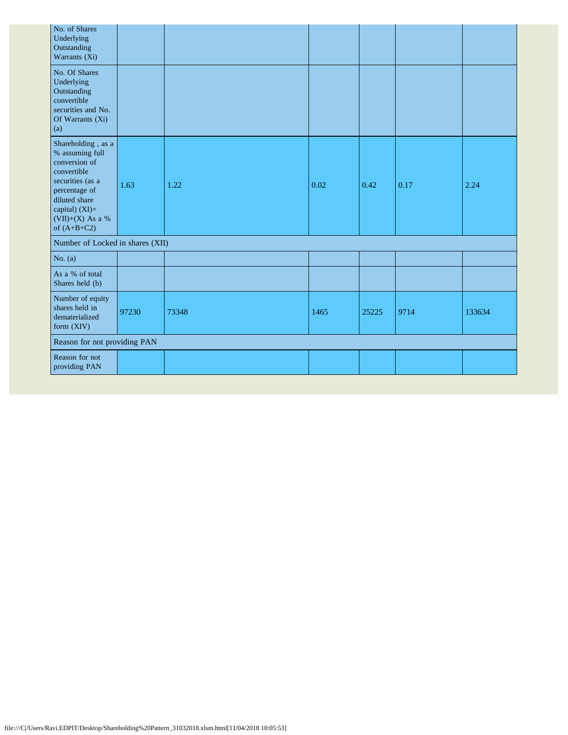| | | | | | | |
|---|---|---|---|---|---|---|
| No. of Shares Underlying Outstanding Warrants (Xi) | | | | | | |
| No. Of Shares Underlying Outstanding convertible securities and No. Of Warrants (Xi) (a) | | | | | | |
| Shareholding , as a % assuming full conversion of convertible securities (as a percentage of diluted share capital) (XI)= (VII)+(X) As a % of (A+B+C2) | 1.63 | 1.22 | 0.02 | 0.42 | 0.17 | 2.24 |
| Number of Locked in shares (XII) | | | | | | |
| No. (a) | | | | | | |
| As a % of total Shares held (b) | | | | | | |
| Number of equity shares held in dematerialized form (XIV) | 97230 | 73348 | 1465 | 25225 | 9714 | 133634 |
| Reason for not providing PAN | | | | | | |
| Reason for not providing PAN | | | | | | |